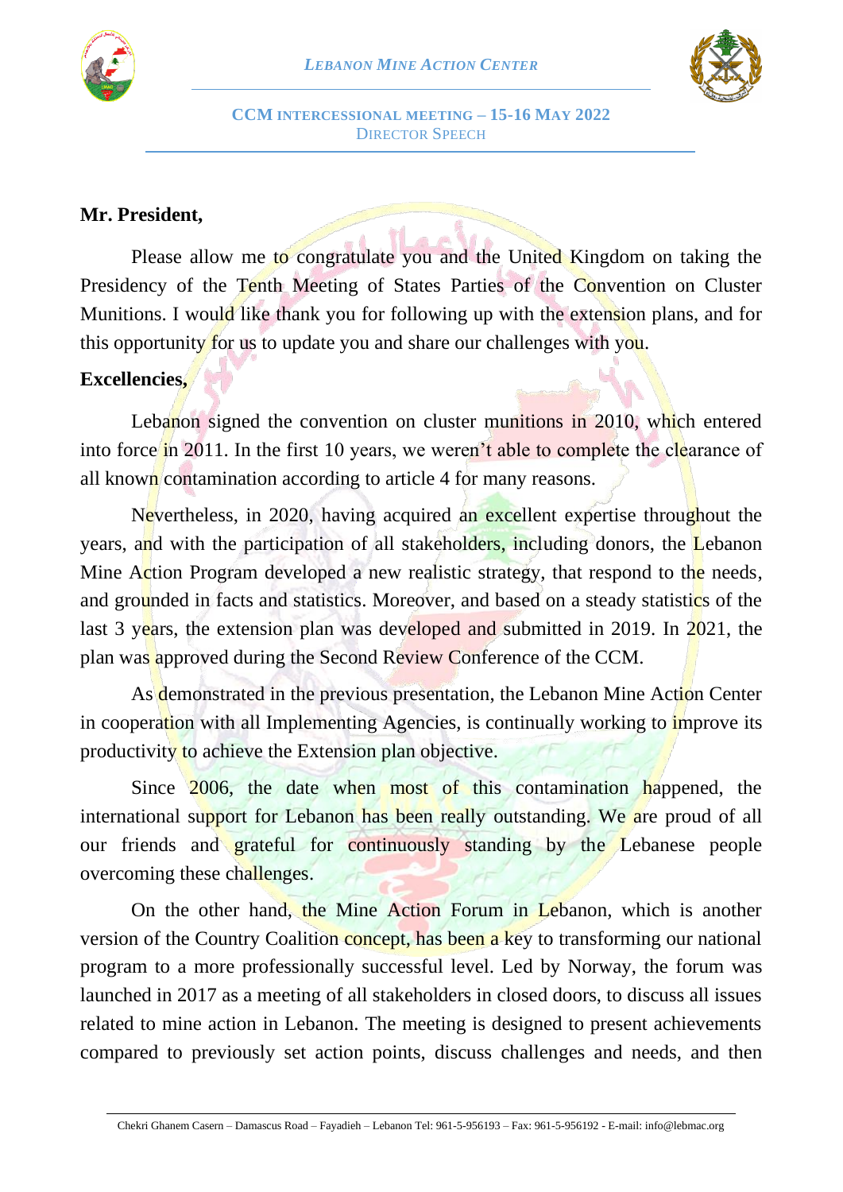# LEBANON MINE ACTION CENTER

## CCM INTERCESSIONAL MEETING – 15-16 MAY 2022

DIRECTOR SPEECH

**Mr. President,**

Please allow me to congratulate you and the United Kingdom on taking the Presidency of the Tenth Meeting of States Parties of the Convention on Cluster Munitions. I would like thank you for following up with the extension plans, and for this opportunity for us to update you and share our challenges with you.

**Excellencies,**

Lebanon signed the convention on cluster munitions in 2010, which entered into force in 2011. In the first 10 years, we weren't able to complete the clearance of all known contamination according to article 4 for many reasons.

Nevertheless, in 2020, having acquired an excellent expertise throughout the years, and with the participation of all stakeholders, including donors, the Lebanon Mine Action Program developed a new realistic strategy, that respond to the needs, and grounded in facts and statistics. Moreover, and based on a steady statistics of the last 3 years, the extension plan was developed and submitted in 2019. In 2021, the plan was approved during the Second Review Conference of the CCM.

As demonstrated in the previous presentation, the Lebanon Mine Action Center in cooperation with all Implementing Agencies, is continually working to improve its productivity to achieve the Extension plan objective.

Since 2006, the date when most of this contamination happened, the international support for Lebanon has been really outstanding. We are proud of all our friends and grateful for continuously standing by the Lebanese people overcoming these challenges.

On the other hand, the Mine Action Forum in Lebanon, which is another version of the Country Coalition concept, has been a key to transforming our national program to a more professionally successful level. Led by Norway, the forum was launched in 2017 as a meeting of all stakeholders in closed doors, to discuss all issues related to mine action in Lebanon. The meeting is designed to present achievements compared to previously set action points, discuss challenges and needs, and then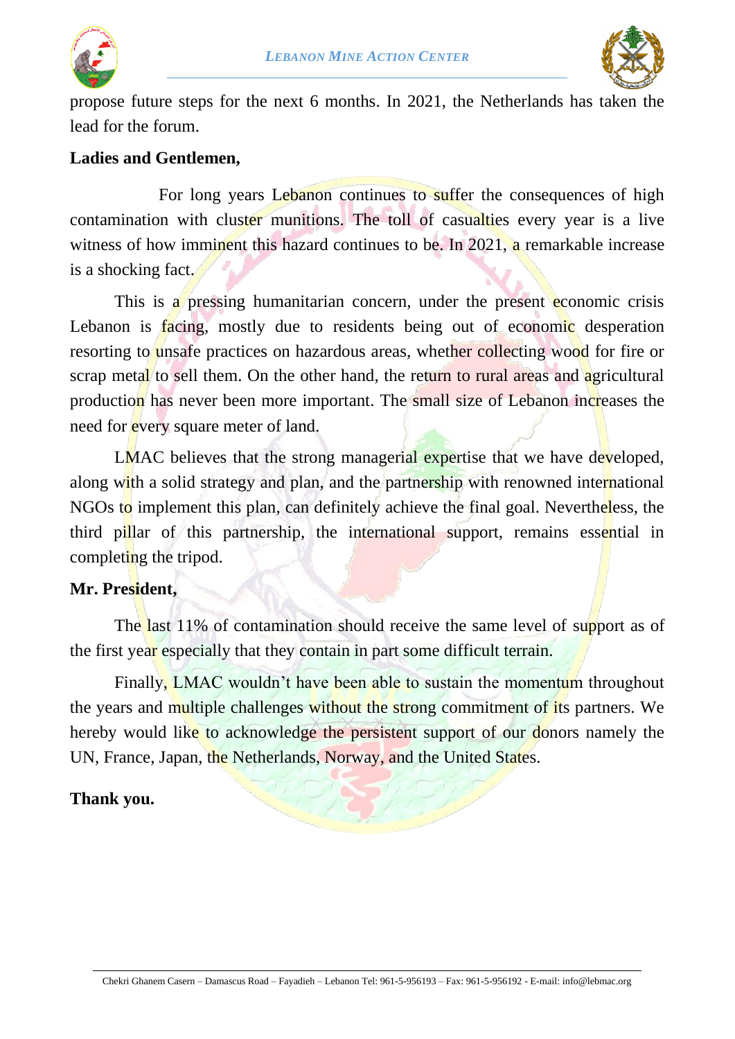propose future steps for the next 6 months. In 2021, the Netherlands has taken the lead for the forum.

**Ladies and Gentlemen,**

For long years Lebanon continues to suffer the consequences of high contamination with cluster munitions. The toll of casualties every year is a live witness of how imminent this hazard continues to be. In 2021, a remarkable increase is a shocking fact.

This is a pressing humanitarian concern, under the present economic crisis Lebanon is facing, mostly due to residents being out of economic desperation resorting to unsafe practices on hazardous areas, whether collecting wood for fire or scrap metal to sell them. On the other hand, the return to rural areas and agricultural production has never been more important. The small size of Lebanon increases the need for every square meter of land.

LMAC believes that the strong managerial expertise that we have developed, along with a solid strategy and plan, and the partnership with renowned international NGOs to implement this plan, can definitely achieve the final goal. Nevertheless, the third pillar of this partnership, the international support, remains essential in completing the tripod.

**Mr. President,**

The last 11% of contamination should receive the same level of support as of the first year especially that they contain in part some difficult terrain.

Finally, LMAC wouldn't have been able to sustain the momentum throughout the years and multiple challenges without the strong commitment of its partners. We hereby would like to acknowledge the persistent support of our donors namely the UN, France, Japan, the Netherlands, Norway, and the United States.

**Thank you.**